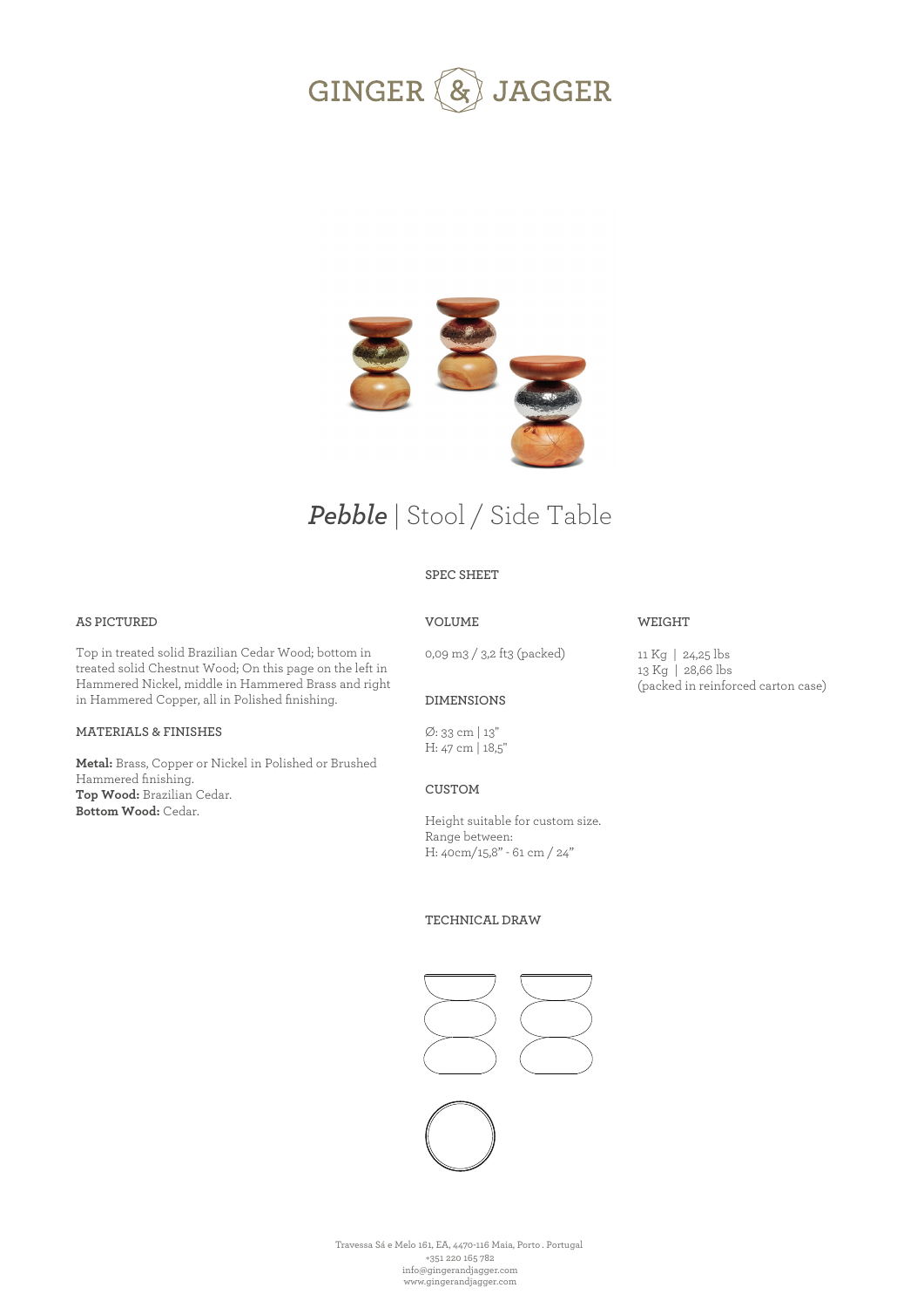# GINGER & JAGGER

## *Pebble* | Stool / Side Table

SPEC SHEET

### AS PICTURED

Top in treated solid Brazilian Cedar Wood; bottom in treated solid Chestnut Wood; On this page on the left in Hammered Nickel, middle in Hammered Brass and right in Hammered Copper, all in Polished finishing.

### MATERIALS & FINISHES

**Metal:** Brass, Copper or Nickel in Polished or Brushed Hammered finishing.
**Top Wood:** Brazilian Cedar.
**Bottom Wood:** Cedar.

### VOLUME

0,09 m3 / 3,2 ft3 (packed)

### DIMENSIONS

Ø: 33 cm | 13"
H: 47 cm | 18,5"

### CUSTOM

Height suitable for custom size.
Range between:
H: 40cm/15,8" - 61 cm / 24"

### WEIGHT

11 Kg | 24,25 lbs
13 Kg | 28,66 lbs
(packed in reinforced carton case)

### TECHNICAL DRAW

Travessa Sá e Melo 161, EA, 4470-116 Maia, Porto . Portugal
+351 220 165 782
info@gingerandjagger.com
www.gingerandjagger.com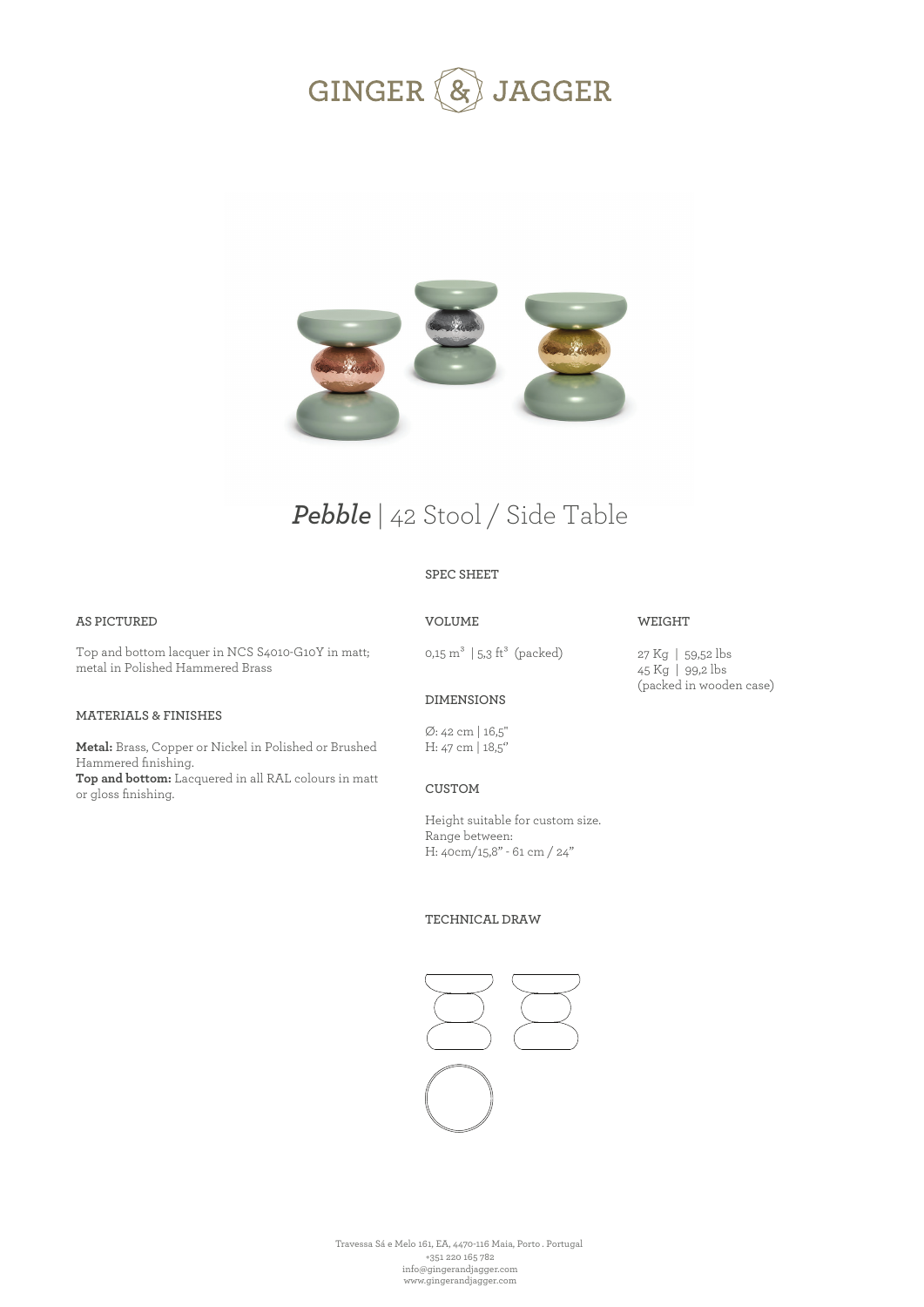# GINGER & JAGGER

## *Pebble* | 42 Stool / Side Table

### SPEC SHEET

#### AS PICTURED

Top and bottom lacquer in NCS S4010-G10Y in matt; metal in Polished Hammered Brass

#### MATERIALS & FINISHES

**Metal:** Brass, Copper or Nickel in Polished or Brushed Hammered finishing.
**Top and bottom:** Lacquered in all RAL colours in matt or gloss finishing.

#### VOLUME

0,15 $m^3$ | 5,3 $ft^3$ (packed)

#### DIMENSIONS

Ø: 42 cm | 16,5"
H: 47 cm | 18,5"

#### CUSTOM

Height suitable for custom size.
Range between:
H: 40cm/15,8" - 61 cm / 24"

#### WEIGHT

27 Kg | 59,52 lbs
45 Kg | 99,2 lbs
(packed in wooden case)

#### TECHNICAL DRAW

Travessa Sá e Melo 161, EA, 4470-116 Maia, Porto . Portugal
+351 220 165 782
info@gingerandjagger.com
www.gingerandjagger.com